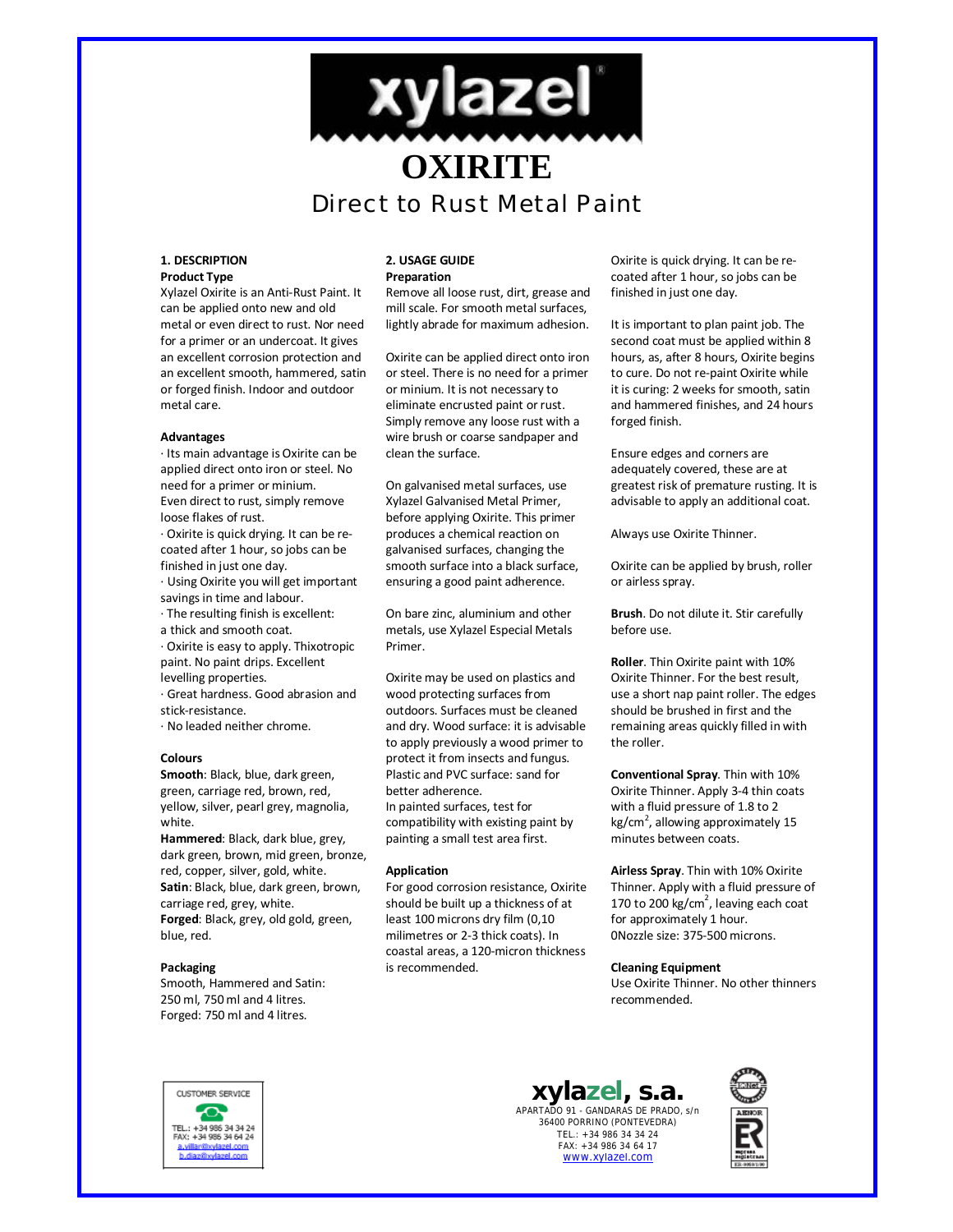# xylazel

# OXIRITE

## Direct to Rust Metal Paint

### 1. DESCRIPTION

**Product Type**

Xylazel Oxirite is an Anti-Rust Paint. It can be applied onto new and old metal or even direct to rust. Nor need for a primer or an undercoat. It gives an excellent corrosion protection and an excellent smooth, hammered, satin or forged finish. Indoor and outdoor metal care.

**Advantages**

· Its main advantage is Oxirite can be applied direct onto iron or steel. No need for a primer or minium.
Even direct to rust, simply remove loose flakes of rust.
· Oxirite is quick drying. It can be re-coated after 1 hour, so jobs can be finished in just one day.
· Using Oxirite you will get important savings in time and labour.
· The resulting finish is excellent: a thick and smooth coat.
· Oxirite is easy to apply. Thixotropic paint. No paint drips. Excellent levelling properties.
· Great hardness. Good abrasion and stick-resistance.
· No leaded neither chrome.

**Colours**

**Smooth**: Black, blue, dark green, green, carriage red, brown, red, yellow, silver, pearl grey, magnolia, white.
**Hammered**: Black, dark blue, grey, dark green, brown, mid green, bronze, red, copper, silver, gold, white.
**Satin**: Black, blue, dark green, brown, carriage red, grey, white.
**Forged**: Black, grey, old gold, green, blue, red.

**Packaging**

Smooth, Hammered and Satin: 250 ml, 750 ml and 4 litres.
Forged: 750 ml and 4 litres.

### 2. USAGE GUIDE

**Preparation**

Remove all loose rust, dirt, grease and mill scale. For smooth metal surfaces, lightly abrade for maximum adhesion.

Oxirite can be applied direct onto iron or steel. There is no need for a primer or minium. It is not necessary to eliminate encrusted paint or rust. Simply remove any loose rust with a wire brush or coarse sandpaper and clean the surface.

On galvanised metal surfaces, use Xylazel Galvanised Metal Primer, before applying Oxirite. This primer produces a chemical reaction on galvanised surfaces, changing the smooth surface into a black surface, ensuring a good paint adherence.

On bare zinc, aluminium and other metals, use Xylazel Especial Metals Primer.

Oxirite may be used on plastics and wood protecting surfaces from outdoors. Surfaces must be cleaned and dry. Wood surface: it is advisable to apply previously a wood primer to protect it from insects and fungus. Plastic and PVC surface: sand for better adherence.
In painted surfaces, test for compatibility with existing paint by painting a small test area first.

**Application**

For good corrosion resistance, Oxirite should be built up a thickness of at least 100 microns dry film (0,10 milimetres or 2-3 thick coats). In coastal areas, a 120-micron thickness is recommended.

Oxirite is quick drying. It can be re-coated after 1 hour, so jobs can be finished in just one day.

It is important to plan paint job. The second coat must be applied within 8 hours, as, after 8 hours, Oxirite begins to cure. Do not re-paint Oxirite while it is curing: 2 weeks for smooth, satin and hammered finishes, and 24 hours forged finish.

Ensure edges and corners are adequately covered, these are at greatest risk of premature rusting. It is advisable to apply an additional coat.

Always use Oxirite Thinner.

Oxirite can be applied by brush, roller or airless spray.

**Brush**. Do not dilute it. Stir carefully before use.

**Roller**. Thin Oxirite paint with 10% Oxirite Thinner. For the best result, use a short nap paint roller. The edges should be brushed in first and the remaining areas quickly filled in with the roller.

**Conventional Spray**. Thin with 10% Oxirite Thinner. Apply 3-4 thin coats with a fluid pressure of 1.8 to 2 kg/cm$^2$, allowing approximately 15 minutes between coats.

**Airless Spray**. Thin with 10% Oxirite Thinner. Apply with a fluid pressure of 170 to 200 kg/cm$^2$, leaving each coat for approximately 1 hour.
0Nozzle size: 375-500 microns.

**Cleaning Equipment**

Use Oxirite Thinner. No other thinners recommended.

---

CUSTOMER SERVICE
TEL.: +34 986 34 34 24
FAX: +34 986 34 64 24
a.villar@xylazel.com
b.diaz@xylazel.com

**xylazel, s.a.**
APARTADO 91 - GANDARAS DE PRADO, s/n
36400 PORRINO (PONTEVEDRA)
TEL.: +34 986 34 34 24
FAX: +34 986 34 64 17
www.xylazel.com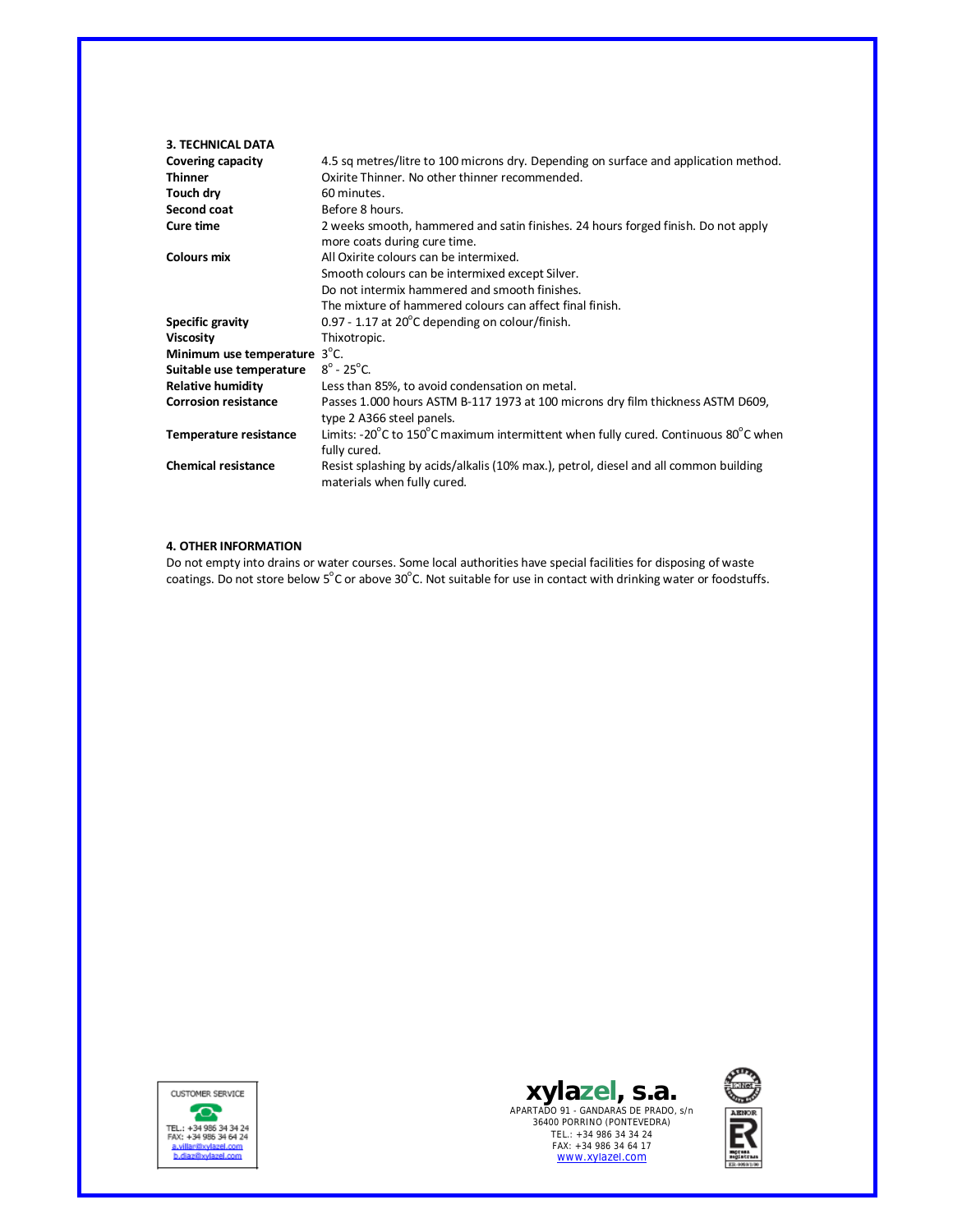## 3. TECHNICAL DATA

| | |
|---|---|
| **Covering capacity** | 4.5 sq metres/litre to 100 microns dry. Depending on surface and application method. |
| **Thinner** | Oxirite Thinner. No other thinner recommended. |
| **Touch dry** | 60 minutes. |
| **Second coat** | Before 8 hours. |
| **Cure time** | 2 weeks smooth, hammered and satin finishes. 24 hours forged finish. Do not apply more coats during cure time. |
| **Colours mix** | All Oxirite colours can be intermixed.<br>Smooth colours can be intermixed except Silver.<br>Do not intermix hammered and smooth finishes.<br>The mixture of hammered colours can affect final finish. |
| **Specific gravity** | 0.97 - 1.17 at 20°C depending on colour/finish. |
| **Viscosity** | Thixotropic. |
| **Minimum use temperature** | 3°C. |
| **Suitable use temperature** | 8° - 25°C. |
| **Relative humidity** | Less than 85%, to avoid condensation on metal. |
| **Corrosion resistance** | Passes 1.000 hours ASTM B-117 1973 at 100 microns dry film thickness ASTM D609, type 2 A366 steel panels. |
| **Temperature resistance** | Limits: -20°C to 150°C maximum intermittent when fully cured. Continuous 80°C when fully cured. |
| **Chemical resistance** | Resist splashing by acids/alkalis (10% max.), petrol, diesel and all common building materials when fully cured. |

## 4. OTHER INFORMATION

Do not empty into drains or water courses. Some local authorities have special facilities for disposing of waste coatings. Do not store below 5°C or above 30°C. Not suitable for use in contact with drinking water or foodstuffs.

CUSTOMER SERVICE
TEL.: +34 986 34 34 24
FAX: +34 986 34 64 24
a.villar@xylazel.com
b.diaz@xylazel.com

**xylazel, s.a.**
APARTADO 91 - GANDARAS DE PRADO, s/n
36400 PORRIÑO (PONTEVEDRA)
TEL.: +34 986 34 34 24
FAX: +34 986 34 64 17
www.xylazel.com